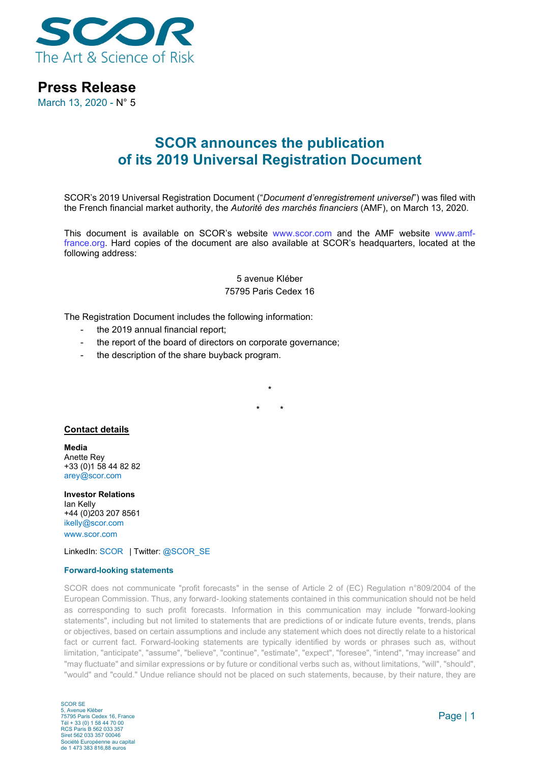SCOR
The Art & Science of Risk

# Press Release

March 13, 2020 - N° 5

## SCOR announces the publication of its 2019 Universal Registration Document

SCOR's 2019 Universal Registration Document ("*Document d'enregistrement universel*") was filed with the French financial market authority, the *Autorité des marchés financiers* (AMF), on March 13, 2020.

This document is available on SCOR's website www.scor.com and the AMF website www.amf-france.org. Hard copies of the document are also available at SCOR's headquarters, located at the following address:

5 avenue Kléber
75795 Paris Cedex 16

The Registration Document includes the following information:

- the 2019 annual financial report;
- the report of the board of directors on corporate governance;
- the description of the share buyback program.

*

\*   *

**Contact details**

**Media**
Anette Rey
+33 (0)1 58 44 82 82
arey@scor.com

**Investor Relations**
Ian Kelly
+44 (0)203 207 8561
ikelly@scor.com
www.scor.com

LinkedIn: SCOR | Twitter: @SCOR_SE

**Forward-looking statements**

SCOR does not communicate "profit forecasts" in the sense of Article 2 of (EC) Regulation n°809/2004 of the European Commission. Thus, any forward-.looking statements contained in this communication should not be held as corresponding to such profit forecasts. Information in this communication may include "forward-looking statements", including but not limited to statements that are predictions of or indicate future events, trends, plans or objectives, based on certain assumptions and include any statement which does not directly relate to a historical fact or current fact. Forward-looking statements are typically identified by words or phrases such as, without limitation, "anticipate", "assume", "believe", "continue", "estimate", "expect", "foresee", "intend", "may increase" and "may fluctuate" and similar expressions or by future or conditional verbs such as, without limitations, "will", "should", "would" and "could." Undue reliance should not be placed on such statements, because, by their nature, they are

SCOR SE
5, Avenue Kléber
75795 Paris Cedex 16, France
Tél + 33 (0) 1 58 44 70 00
RCS Paris B 562 033 357
Siret 562 033 357 00046
Société Européenne au capital
de 1 473 383 816,88 euros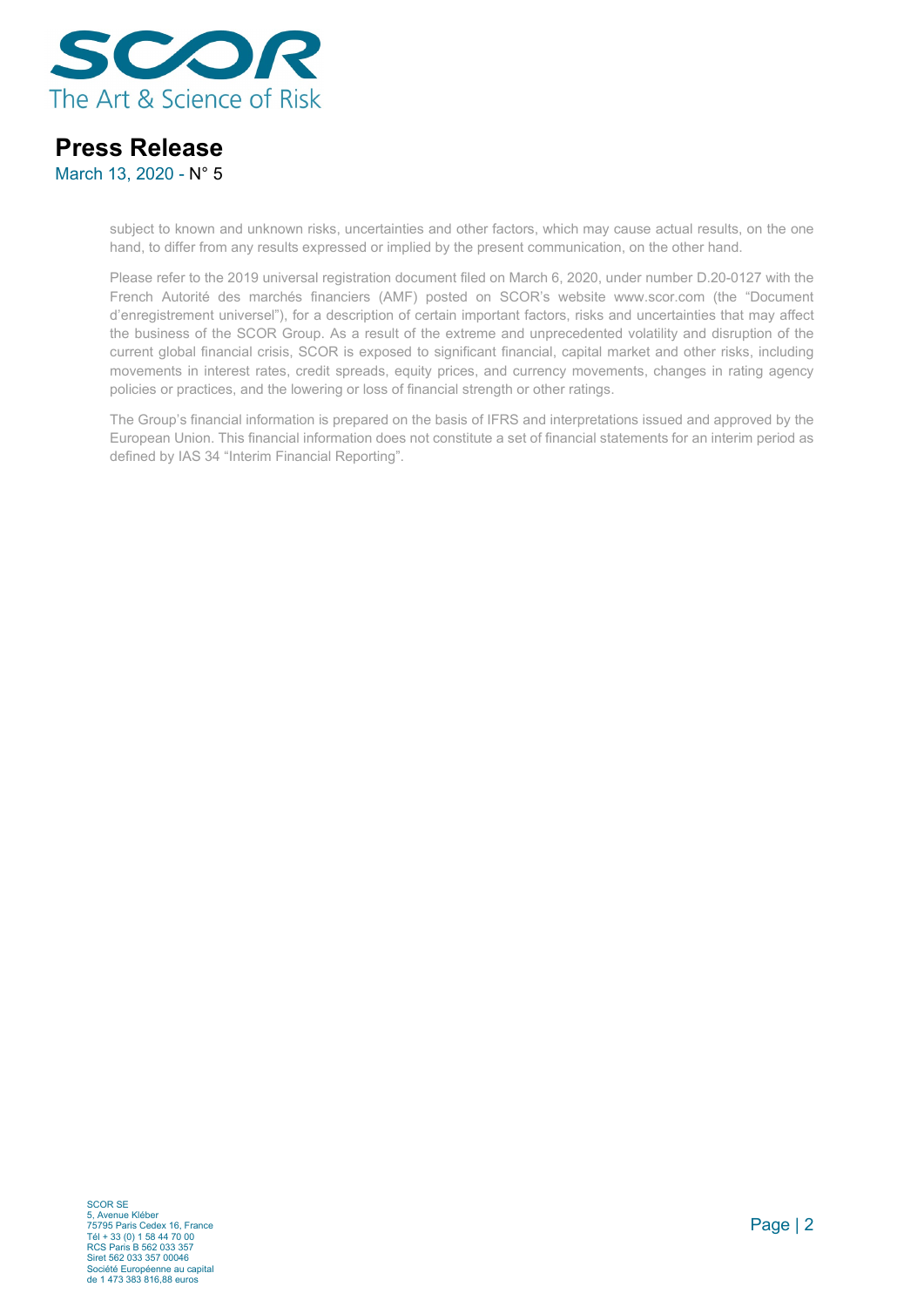subject to known and unknown risks, uncertainties and other factors, which may cause actual results, on the one hand, to differ from any results expressed or implied by the present communication, on the other hand.

Please refer to the 2019 universal registration document filed on March 6, 2020, under number D.20-0127 with the French Autorité des marchés financiers (AMF) posted on SCOR's website www.scor.com (the "Document d'enregistrement universel"), for a description of certain important factors, risks and uncertainties that may affect the business of the SCOR Group. As a result of the extreme and unprecedented volatility and disruption of the current global financial crisis, SCOR is exposed to significant financial, capital market and other risks, including movements in interest rates, credit spreads, equity prices, and currency movements, changes in rating agency policies or practices, and the lowering or loss of financial strength or other ratings.

The Group's financial information is prepared on the basis of IFRS and interpretations issued and approved by the European Union. This financial information does not constitute a set of financial statements for an interim period as defined by IAS 34 "Interim Financial Reporting".